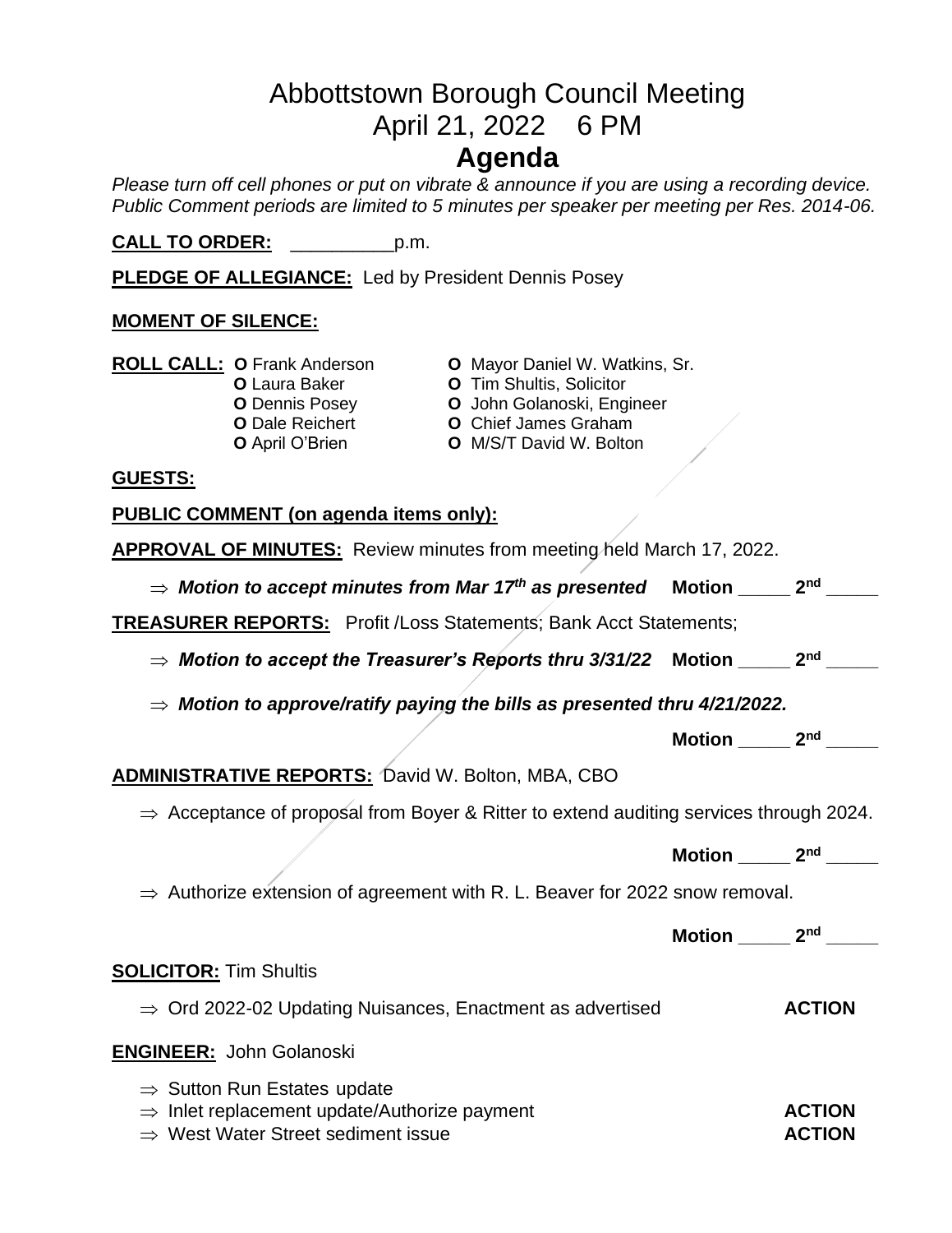# Abbottstown Borough Council Meeting
## April 21, 2022 6 PM
# Agenda

*Please turn off cell phones or put on vibrate & announce if you are using a recording device. Public Comment periods are limited to 5 minutes per speaker per meeting per Res. 2014-06.*

**CALL TO ORDER:** __________p.m.

**PLEDGE OF ALLEGIANCE:** Led by President Dennis Posey

**MOMENT OF SILENCE:**

**ROLL CALL:**

- **O** Frank Anderson
- **O** Laura Baker
- **O** Dennis Posey
- **O** Dale Reichert
- **O** April O'Brien
- **O** Mayor Daniel W. Watkins, Sr.
- **O** Tim Shultis, Solicitor
- **O** John Golanoski, Engineer
- **O** Chief James Graham
- **O** M/S/T David W. Bolton

**GUESTS:**

**PUBLIC COMMENT (on agenda items only):**

**APPROVAL OF MINUTES:** Review minutes from meeting held March 17, 2022.

⇒ ***Motion to accept minutes from Mar 17th as presented*** **Motion _____ 2nd _____**

**TREASURER REPORTS:** Profit /Loss Statements; Bank Acct Statements;

⇒ ***Motion to accept the Treasurer's Reports thru 3/31/22*** **Motion _____ 2nd _____**

⇒ ***Motion to approve/ratify paying the bills as presented thru 4/21/2022.***

**Motion _____ 2nd _____**

**ADMINISTRATIVE REPORTS:** David W. Bolton, MBA, CBO

⇒ Acceptance of proposal from Boyer & Ritter to extend auditing services through 2024.

**Motion _____ 2nd _____**

⇒ Authorize extension of agreement with R. L. Beaver for 2022 snow removal.

**Motion _____ 2nd _____**

**SOLICITOR:** Tim Shultis

⇒ Ord 2022-02 Updating Nuisances, Enactment as advertised **ACTION**

**ENGINEER:** John Golanoski

⇒ Sutton Run Estates update

⇒ Inlet replacement update/Authorize payment **ACTION**

⇒ West Water Street sediment issue **ACTION**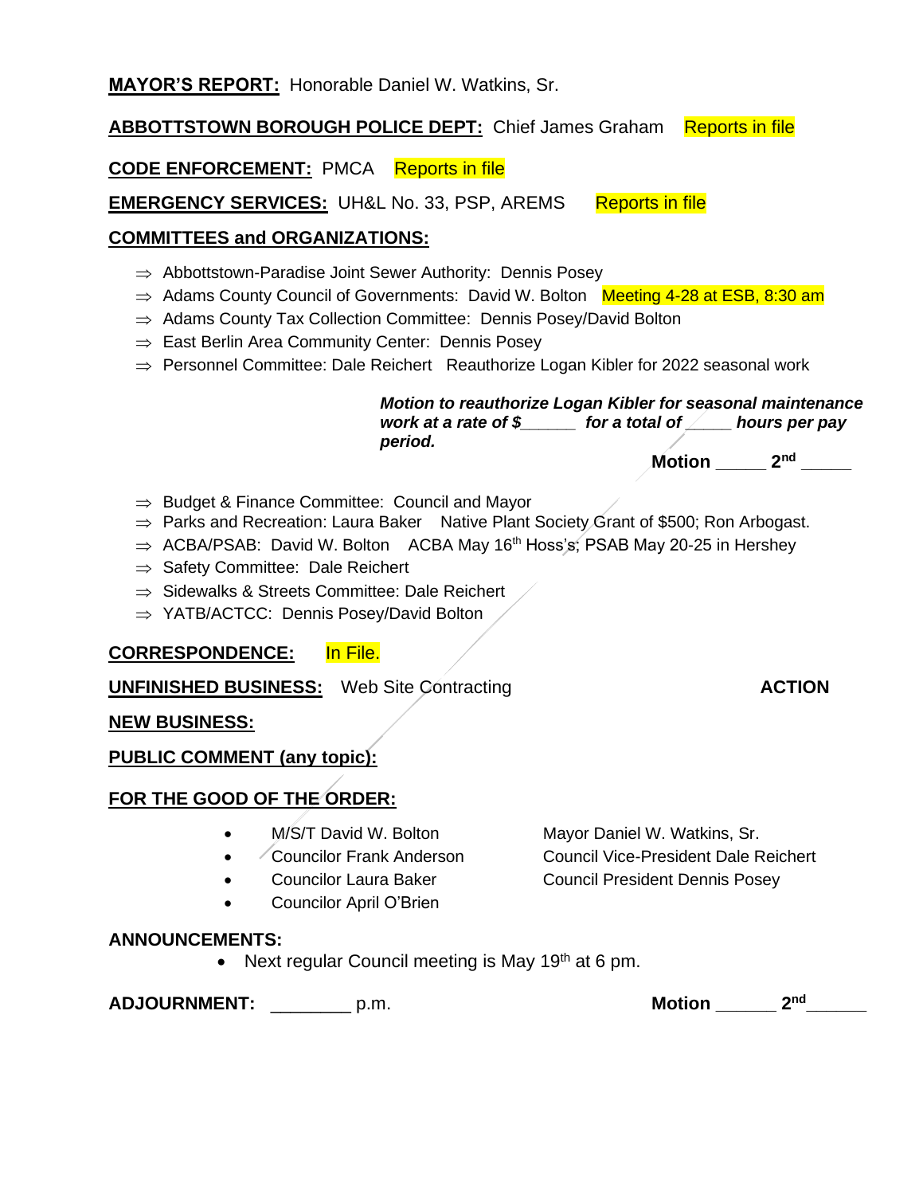**MAYOR'S REPORT:** Honorable Daniel W. Watkins, Sr.

**ABBOTTSTOWN BOROUGH POLICE DEPT:** Chief James Graham Reports in file

**CODE ENFORCEMENT:** PMCA Reports in file

**EMERGENCY SERVICES:** UH&L No. 33, PSP, AREMS Reports in file

**COMMITTEES and ORGANIZATIONS:**

- ⇒ Abbottstown-Paradise Joint Sewer Authority: Dennis Posey
- ⇒ Adams County Council of Governments: David W. Bolton Meeting 4-28 at ESB, 8:30 am
- ⇒ Adams County Tax Collection Committee: Dennis Posey/David Bolton
- ⇒ East Berlin Area Community Center: Dennis Posey
- ⇒ Personnel Committee: Dale Reichert Reauthorize Logan Kibler for 2022 seasonal work

***Motion to reauthorize Logan Kibler for seasonal maintenance work at a rate of $\_\_\_\_\_\_ for a total of \_\_\_\_\_ hours per pay period.***

**Motion** \_\_\_\_\_ **2nd** \_\_\_\_\_

- ⇒ Budget & Finance Committee: Council and Mayor
- ⇒ Parks and Recreation: Laura Baker Native Plant Society Grant of $500; Ron Arbogast.
- ⇒ ACBA/PSAB: David W. Bolton ACBA May 16th Hoss's; PSAB May 20-25 in Hershey
- ⇒ Safety Committee: Dale Reichert
- ⇒ Sidewalks & Streets Committee: Dale Reichert
- ⇒ YATB/ACTCC: Dennis Posey/David Bolton

**CORRESPONDENCE:** In File.

**UNFINISHED BUSINESS:** Web Site Contracting **ACTION**

**NEW BUSINESS:**

**PUBLIC COMMENT (any topic):**

**FOR THE GOOD OF THE ORDER:**

- M/S/T David W. Bolton
- Councilor Frank Anderson
- Councilor Laura Baker
- Councilor April O'Brien

Mayor Daniel W. Watkins, Sr.
Council Vice-President Dale Reichert
Council President Dennis Posey

**ANNOUNCEMENTS:**

- Next regular Council meeting is May 19th at 6 pm.

**ADJOURNMENT:** \_\_\_\_\_\_\_\_ p.m. **Motion** \_\_\_\_\_\_ **2nd** \_\_\_\_\_\_